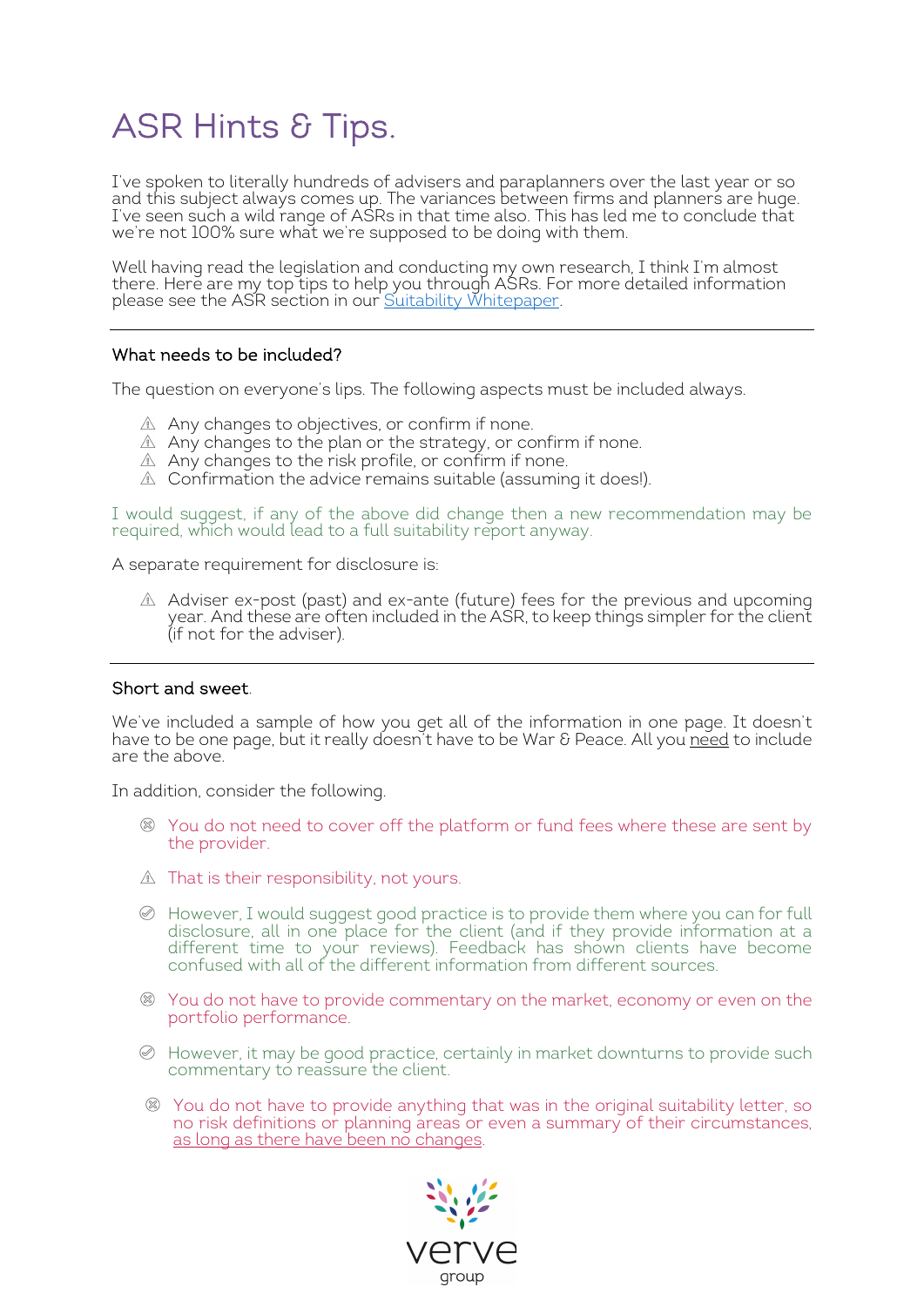# ASR Hints & Tips.

I've spoken to literally hundreds of advisers and paraplanners over the last year or so and this subject always comes up. The variances between firms and planners are huge. I've seen such a wild range of ASRs in that time also. This has led me to conclude that we're not 100% sure what we're supposed to be doing with them.

Well having read the legislation and conducting my own research, I think I'm almost there. Here are my top tips to help you through ASRs. For more detailed information please see the ASR section in our Suitability Whitepaper.

---

### What needs to be included?

The question on everyone's lips. The following aspects must be included always.

- ⚠ Any changes to objectives, or confirm if none.
- ⚠ Any changes to the plan or the strategy, or confirm if none.
- ⚠ Any changes to the risk profile, or confirm if none.
- ⚠ Confirmation the advice remains suitable (assuming it does!).

I would suggest, if any of the above did change then a new recommendation may be required, which would lead to a full suitability report anyway.

A separate requirement for disclosure is:

- ⚠ Adviser ex-post (past) and ex-ante (future) fees for the previous and upcoming year. And these are often included in the ASR, to keep things simpler for the client (if not for the adviser).

---

### Short and sweet.

We've included a sample of how you get all of the information in one page. It doesn't have to be one page, but it really doesn't have to be War & Peace. All you <u>need</u> to include are the above.

In addition, consider the following.

- ⊗ You do not need to cover off the platform or fund fees where these are sent by the provider.
- ⚠ That is their responsibility, not yours.
- ✓ However, I would suggest good practice is to provide them where you can for full disclosure, all in one place for the client (and if they provide information at a different time to your reviews). Feedback has shown clients have become confused with all of the different information from different sources.
- ⊗ You do not have to provide commentary on the market, economy or even on the portfolio performance.
- ✓ However, it may be good practice, certainly in market downturns to provide such commentary to reassure the client.
- ⊗ You do not have to provide anything that was in the original suitability letter, so no risk definitions or planning areas or even a summary of their circumstances, <u>as long as there have been no changes</u>.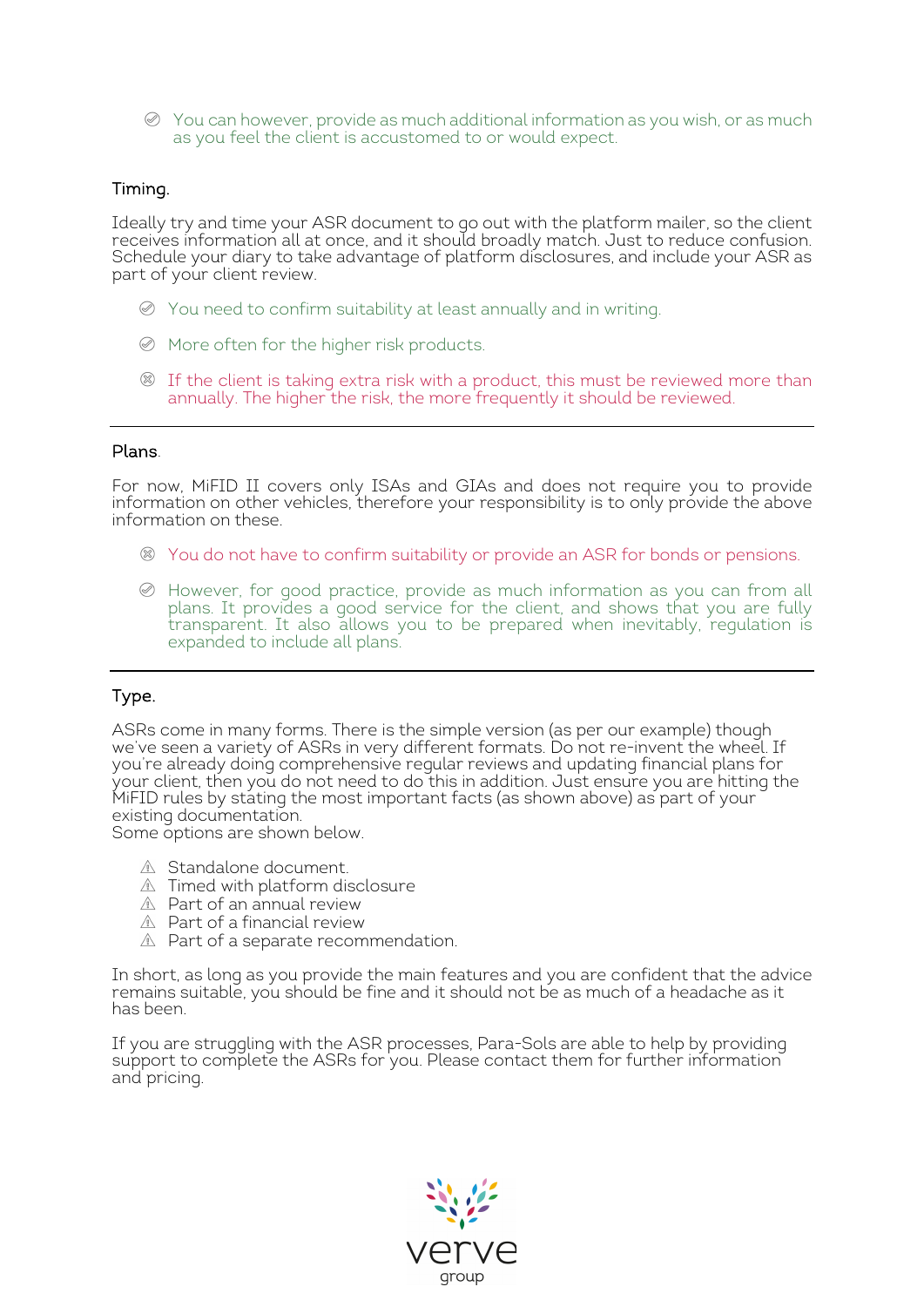- You can however, provide as much additional information as you wish, or as much as you feel the client is accustomed to or would expect.

## Timing.

Ideally try and time your ASR document to go out with the platform mailer, so the client receives information all at once, and it should broadly match. Just to reduce confusion. Schedule your diary to take advantage of platform disclosures, and include your ASR as part of your client review.

- You need to confirm suitability at least annually and in writing.
- More often for the higher risk products.
- If the client is taking extra risk with a product, this must be reviewed more than annually. The higher the risk, the more frequently it should be reviewed.

---

## Plans.

For now, MiFID II covers only ISAs and GIAs and does not require you to provide information on other vehicles, therefore your responsibility is to only provide the above information on these.

- You do not have to confirm suitability or provide an ASR for bonds or pensions.
- However, for good practice, provide as much information as you can from all plans. It provides a good service for the client, and shows that you are fully transparent. It also allows you to be prepared when inevitably, regulation is expanded to include all plans.

---

## Type.

ASRs come in many forms. There is the simple version (as per our example) though we've seen a variety of ASRs in very different formats. Do not re-invent the wheel. If you're already doing comprehensive regular reviews and updating financial plans for your client, then you do not need to do this in addition. Just ensure you are hitting the MiFID rules by stating the most important facts (as shown above) as part of your existing documentation.
Some options are shown below.

- Standalone document.
- Timed with platform disclosure
- Part of an annual review
- Part of a financial review
- Part of a separate recommendation.

In short, as long as you provide the main features and you are confident that the advice remains suitable, you should be fine and it should not be as much of a headache as it has been.

If you are struggling with the ASR processes, Para-Sols are able to help by providing support to complete the ASRs for you. Please contact them for further information and pricing.

verve group